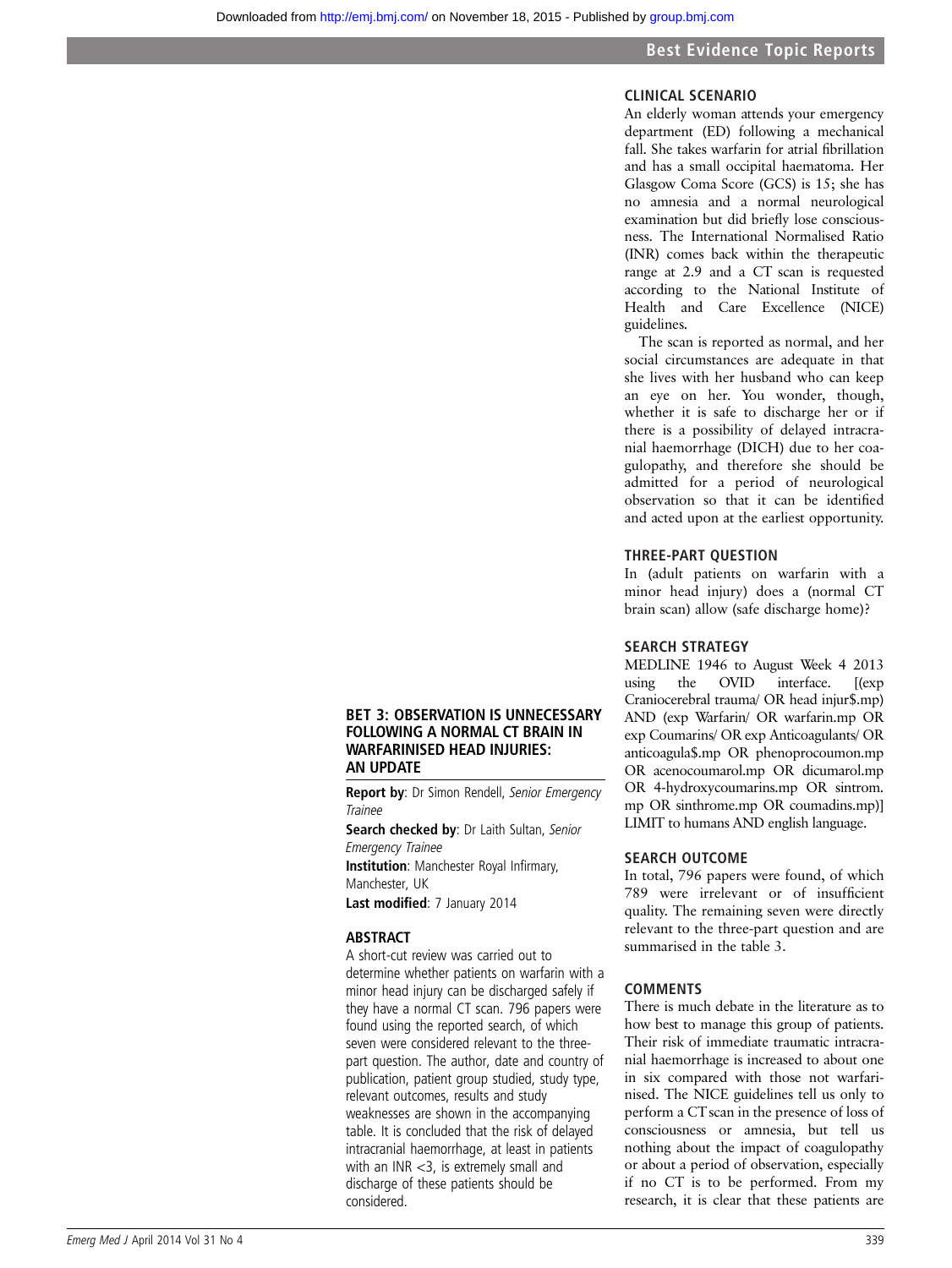## BET 3: OBSERVATION IS UNNECESSARY FOLLOWING A NORMAL CT BRAIN IN WARFARINISED HEAD INJURIES: AN UPDATE

**Report by**: Dr Simon Rendell, *Senior Emergency Trainee*

**Search checked by**: Dr Laith Sultan, *Senior Emergency Trainee*

**Institution**: Manchester Royal Infirmary, Manchester, UK

**Last modified**: 7 January 2014

### ABSTRACT

A short-cut review was carried out to determine whether patients on warfarin with a minor head injury can be discharged safely if they have a normal CT scan. 796 papers were found using the reported search, of which seven were considered relevant to the three-part question. The author, date and country of publication, patient group studied, study type, relevant outcomes, results and study weaknesses are shown in the accompanying table. It is concluded that the risk of delayed intracranial haemorrhage, at least in patients with an INR <3, is extremely small and discharge of these patients should be considered.

### CLINICAL SCENARIO

An elderly woman attends your emergency department (ED) following a mechanical fall. She takes warfarin for atrial fibrillation and has a small occipital haematoma. Her Glasgow Coma Score (GCS) is 15; she has no amnesia and a normal neurological examination but did briefly lose consciousness. The International Normalised Ratio (INR) comes back within the therapeutic range at 2.9 and a CT scan is requested according to the National Institute of Health and Care Excellence (NICE) guidelines.

The scan is reported as normal, and her social circumstances are adequate in that she lives with her husband who can keep an eye on her. You wonder, though, whether it is safe to discharge her or if there is a possibility of delayed intracranial haemorrhage (DICH) due to her coagulopathy, and therefore she should be admitted for a period of neurological observation so that it can be identified and acted upon at the earliest opportunity.

### THREE-PART QUESTION

In (adult patients on warfarin with a minor head injury) does a (normal CT brain scan) allow (safe discharge home)?

### SEARCH STRATEGY

MEDLINE 1946 to August Week 4 2013 using the OVID interface. [(exp Craniocerebral trauma/ OR head injur$.mp) AND (exp Warfarin/ OR warfarin.mp OR exp Coumarins/ OR exp Anticoagulants/ OR anticoagula$.mp OR phenoprocoumon.mp OR acenocoumarol.mp OR dicumarol.mp OR 4-hydroxycoumarins.mp OR sintrom.mp OR sinthrome.mp OR coumadins.mp)] LIMIT to humans AND english language.

### SEARCH OUTCOME

In total, 796 papers were found, of which 789 were irrelevant or of insufficient quality. The remaining seven were directly relevant to the three-part question and are summarised in the table 3.

### COMMENTS

There is much debate in the literature as to how best to manage this group of patients. Their risk of immediate traumatic intracranial haemorrhage is increased to about one in six compared with those not warfarinised. The NICE guidelines tell us only to perform a CT scan in the presence of loss of consciousness or amnesia, but tell us nothing about the impact of coagulopathy or about a period of observation, especially if no CT is to be performed. From my research, it is clear that these patients are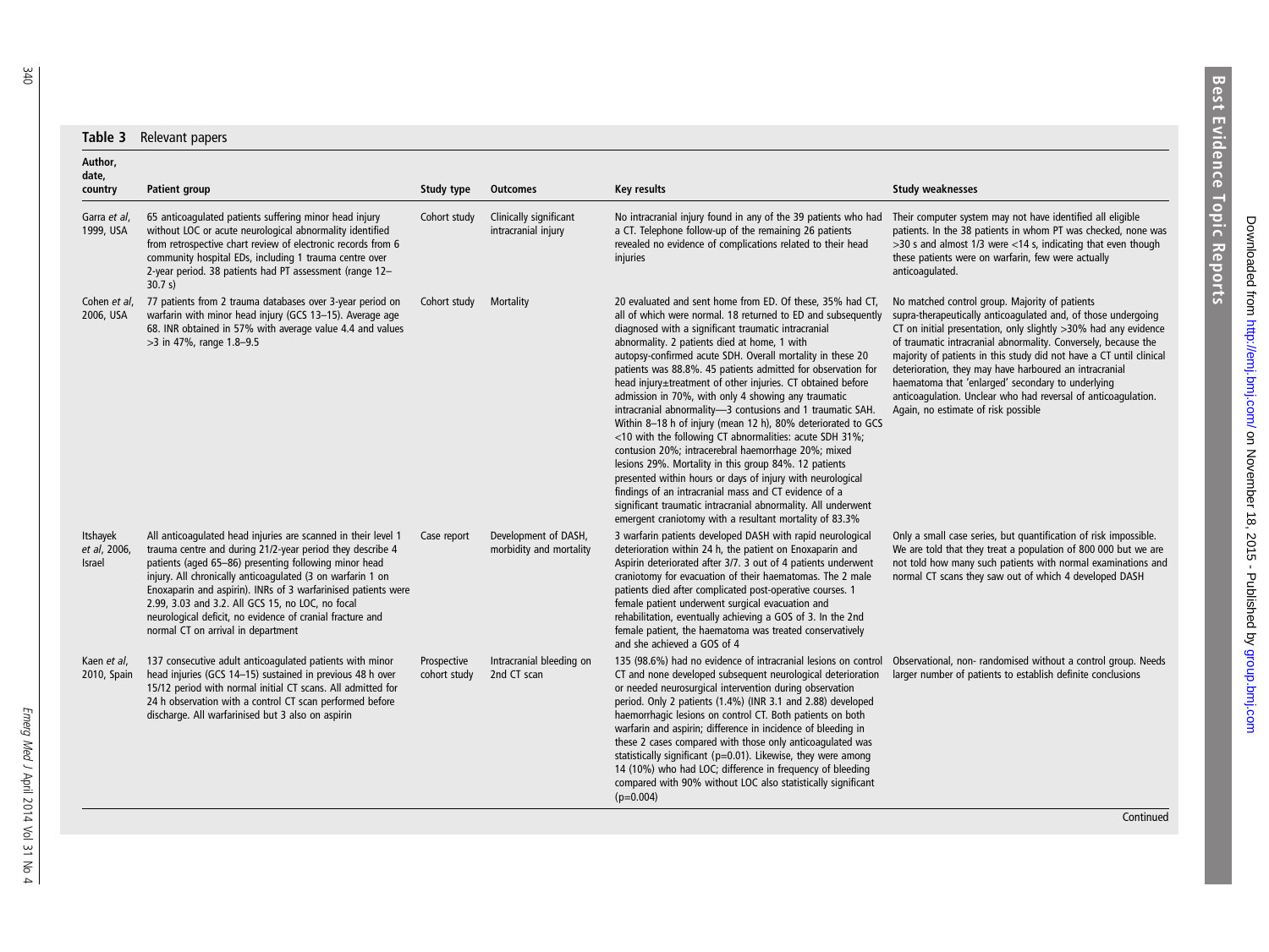**Table 3** Relevant papers

| Author, date, country | Patient group | Study type | Outcomes | Key results | Study weaknesses |
|---|---|---|---|---|---|
| Garra *et al*, 1999, USA | 65 anticoagulated patients suffering minor head injury without LOC or acute neurological abnormality identified from retrospective chart review of electronic records from 6 community hospital EDs, including 1 trauma centre over 2-year period. 38 patients had PT assessment (range 12–30.7 s) | Cohort study | Clinically significant intracranial injury | No intracranial injury found in any of the 39 patients who had a CT. Telephone follow-up of the remaining 26 patients revealed no evidence of complications related to their head injuries | Their computer system may not have identified all eligible patients. In the 38 patients in whom PT was checked, none was >30 s and almost 1/3 were <14 s, indicating that even though these patients were on warfarin, few were actually anticoagulated. |
| Cohen *et al*, 2006, USA | 77 patients from 2 trauma databases over 3-year period on warfarin with minor head injury (GCS 13–15). Average age 68. INR obtained in 57% with average value 4.4 and values >3 in 47%, range 1.8–9.5 | Cohort study | Mortality | 20 evaluated and sent home from ED. Of these, 35% had CT, all of which were normal. 18 returned to ED and subsequently diagnosed with a significant traumatic intracranial abnormality. 2 patients died at home, 1 with autopsy-confirmed acute SDH. Overall mortality in these 20 patients was 88.8%. 45 patients admitted for observation for head injury±treatment of other injuries. CT obtained before admission in 70%, with only 4 showing any traumatic intracranial abnormality—3 contusions and 1 traumatic SAH. Within 8–18 h of injury (mean 12 h), 80% deteriorated to GCS <10 with the following CT abnormalities: acute SDH 31%; contusion 20%; intracerebral haemorrhage 20%; mixed lesions 29%. Mortality in this group 84%. 12 patients presented within hours or days of injury with neurological findings of an intracranial mass and CT evidence of a significant traumatic intracranial abnormality. All underwent emergent craniotomy with a resultant mortality of 83.3% | No matched control group. Majority of patients supra-therapeutically anticoagulated and, of those undergoing CT on initial presentation, only slightly >30% had any evidence of traumatic intracranial abnormality. Conversely, because the majority of patients in this study did not have a CT until clinical deterioration, they may have harboured an intracranial haematoma that 'enlarged' secondary to underlying anticoagulation. Unclear who had reversal of anticoagulation. Again, no estimate of risk possible |
| Itshayek *et al*, 2006, Israel | All anticoagulated head injuries are scanned in their level 1 trauma centre and during 21/2-year period they describe 4 patients (aged 65–86) presenting following minor head injury. All chronically anticoagulated (3 on warfarin 1 on Enoxaparin and aspirin). INRs of 3 warfarinised patients were 2.99, 3.03 and 3.2. All GCS 15, no LOC, no focal neurological deficit, no evidence of cranial fracture and normal CT on arrival in department | Case report | Development of DASH, morbidity and mortality | 3 warfarin patients developed DASH with rapid neurological deterioration within 24 h, the patient on Enoxaparin and Aspirin deteriorated after 3/7. 3 out of 4 patients underwent craniotomy for evacuation of their haematomas. The 2 male patients died after complicated post-operative courses. 1 female patient underwent surgical evacuation and rehabilitation, eventually achieving a GOS of 3. In the 2nd female patient, the haematoma was treated conservatively and she achieved a GOS of 4 | Only a small case series, but quantification of risk impossible. We are told that they treat a population of 800 000 but we are not told how many such patients with normal examinations and normal CT scans they saw out of which 4 developed DASH |
| Kaen *et al*, 2010, Spain | 137 consecutive adult anticoagulated patients with minor head injuries (GCS 14–15) sustained in previous 48 h over 15/12 period with normal initial CT scans. All admitted for 24 h observation with a control CT scan performed before discharge. All warfarinised but 3 also on aspirin | Prospective cohort study | Intracranial bleeding on 2nd CT scan | 135 (98.6%) had no evidence of intracranial lesions on control CT and none developed subsequent neurological deterioration or needed neurosurgical intervention during observation period. Only 2 patients (1.4%) (INR 3.1 and 2.88) developed haemorrhagic lesions on control CT. Both patients on both warfarin and aspirin; difference in incidence of bleeding in these 2 cases compared with those only anticoagulated was statistically significant (p=0.01). Likewise, they were among 14 (10%) who had LOC; difference in frequency of bleeding compared with 90% without LOC also statistically significant (p=0.004) | Observational, non- randomised without a control group. Needs larger number of patients to establish definite conclusions |

Continued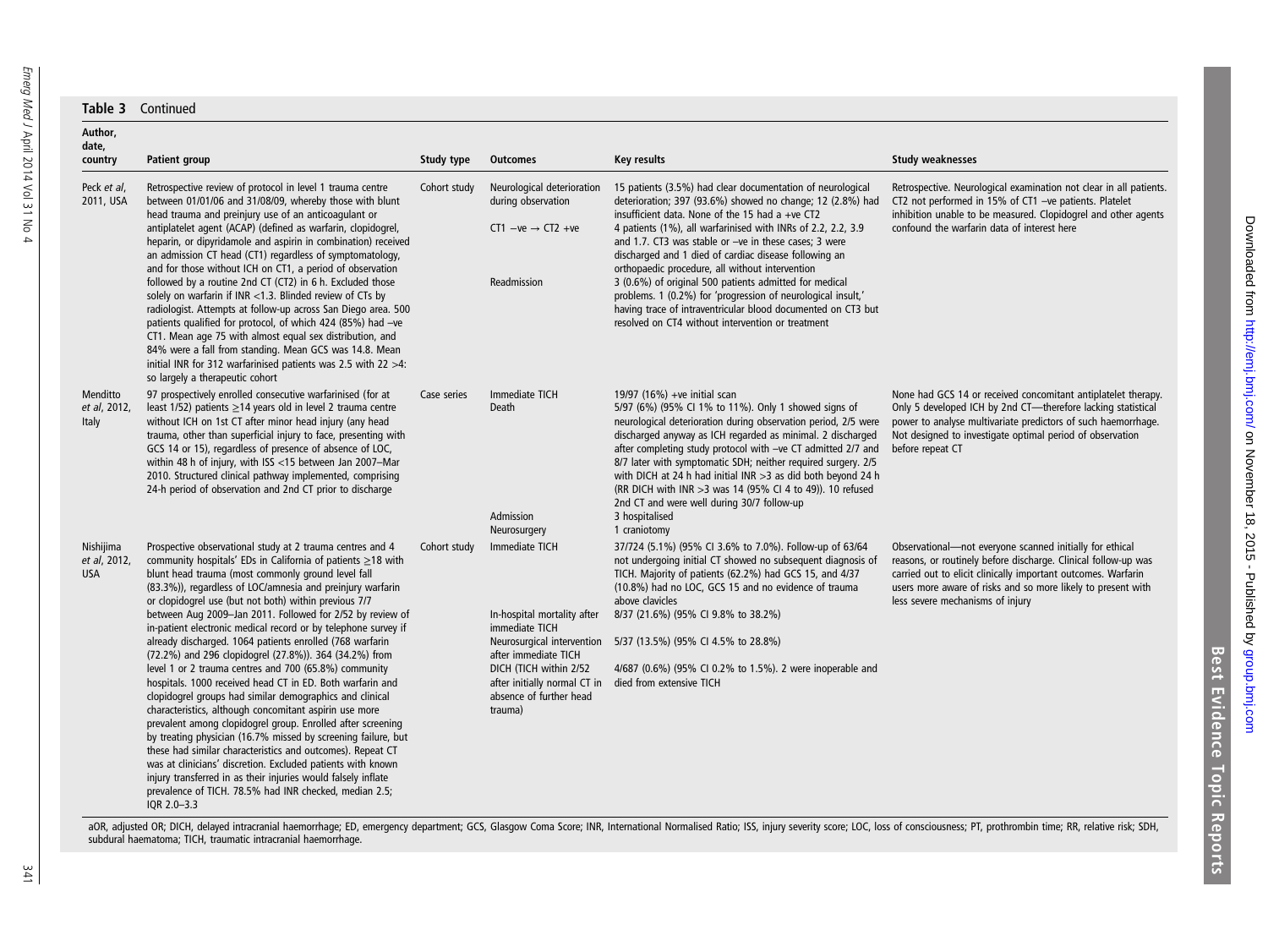**Table 3** Continued

| Author, date, country | Patient group | Study type | Outcomes | Key results | Study weaknesses |
|---|---|---|---|---|---|
| Peck *et al*, 2011, USA | Retrospective review of protocol in level 1 trauma centre between 01/01/06 and 31/08/09, whereby those with blunt head trauma and preinjury use of an anticoagulant or antiplatelet agent (ACAP) (defined as warfarin, clopidogrel, heparin, or dipyridamole and aspirin in combination) received an admission CT head (CT1) regardless of symptomatology, and for those without ICH on CT1, a period of observation followed by a routine 2nd CT (CT2) in 6 h. Excluded those solely on warfarin if INR <1.3. Blinded review of CTs by radiologist. Attempts at follow-up across San Diego area. 500 patients qualified for protocol, of which 424 (85%) had –ve CT1. Mean age 75 with almost equal sex distribution, and 84% were a fall from standing. Mean GCS was 14.8. Mean initial INR for 312 warfarinised patients was 2.5 with 22 >4: so largely a therapeutic cohort | Cohort study | Neurological deterioration during observation | 15 patients (3.5%) had clear documentation of neurological deterioration; 397 (93.6%) showed no change; 12 (2.8%) had insufficient data. None of the 15 had a +ve CT2 | Retrospective. Neurological examination not clear in all patients. CT2 not performed in 15% of CT1 –ve patients. Platelet inhibition unable to be measured. Clopidogrel and other agents confound the warfarin data of interest here |
| | | | CT1 –ve → CT2 +ve | 4 patients (1%), all warfarinised with INRs of 2.2, 2.2, 3.9 and 1.7. CT3 was stable or –ve in these cases; 3 were discharged and 1 died of cardiac disease following an orthopaedic procedure, all without intervention | |
| | | | Readmission | 3 (0.6%) of original 500 patients admitted for medical problems. 1 (0.2%) for 'progression of neurological insult,' having trace of intraventricular blood documented on CT3 but resolved on CT4 without intervention or treatment | |
| Menditto *et al*, 2012, Italy | 97 prospectively enrolled consecutive warfarinised (for at least 1/52) patients ≥14 years old in level 2 trauma centre without ICH on 1st CT after minor head injury (any head trauma, other than superficial injury to face, presenting with GCS 14 or 15), regardless of presence of absence of LOC, within 48 h of injury, with ISS <15 between Jan 2007–Mar 2010. Structured clinical pathway implemented, comprising 24-h period of observation and 2nd CT prior to discharge | Case series | Immediate TICH<br>Death | 19/97 (16%) +ve initial scan<br>5/97 (6%) (95% CI 1% to 11%). Only 1 showed signs of neurological deterioration during observation period, 2/5 were discharged anyway as ICH regarded as minimal. 2 discharged after completing study protocol with –ve CT admitted 2/7 and 8/7 later with symptomatic SDH; neither required surgery. 2/5 with DICH at 24 h had initial INR >3 as did both beyond 24 h (RR DICH with INR >3 was 14 (95% CI 4 to 49)). 10 refused 2nd CT and were well during 30/7 follow-up | None had GCS 14 or received concomitant antiplatelet therapy. Only 5 developed ICH by 2nd CT—therefore lacking statistical power to analyse multivariate predictors of such haemorrhage. Not designed to investigate optimal period of observation before repeat CT |
| | | | Admission<br>Neurosurgery | 3 hospitalised<br>1 craniotomy | |
| Nishijima *et al*, 2012, USA | Prospective observational study at 2 trauma centres and 4 community hospitals' EDs in California of patients ≥18 with blunt head trauma (most commonly ground level fall (83.3%)), regardless of LOC/amnesia and preinjury warfarin or clopidogrel use (but not both) within previous 7/7 between Aug 2009–Jan 2011. Followed for 2/52 by review of in-patient electronic medical record or by telephone survey if already discharged. 1064 patients enrolled (768 warfarin (72.2%) and 296 clopidogrel (27.8%)). 364 (34.2%) from level 1 or 2 trauma centres and 700 (65.8%) community hospitals. 1000 received head CT in ED. Both warfarin and clopidogrel groups had similar demographics and clinical characteristics, although concomitant aspirin use more prevalent among clopidogrel group. Enrolled after screening by treating physician (16.7% missed by screening failure, but these had similar characteristics and outcomes). Repeat CT was at clinicians' discretion. Excluded patients with known injury transferred in as their injuries would falsely inflate prevalence of TICH. 78.5% had INR checked, median 2.5; IQR 2.0–3.3 | Cohort study | Immediate TICH | 37/724 (5.1%) (95% CI 3.6% to 7.0%). Follow-up of 63/64 not undergoing initial CT showed no subsequent diagnosis of TICH. Majority of patients (62.2%) had GCS 15, and 4/37 (10.8%) had no LOC, GCS 15 and no evidence of trauma above clavicles | Observational—not everyone scanned initially for ethical reasons, or routinely before discharge. Clinical follow-up was carried out to elicit clinically important outcomes. Warfarin users more aware of risks and so more likely to present with less severe mechanisms of injury |
| | | | In-hospital mortality after immediate TICH | 8/37 (21.6%) (95% CI 9.8% to 38.2%) | |
| | | | Neurosurgical intervention after immediate TICH | 5/37 (13.5%) (95% CI 4.5% to 28.8%) | |
| | | | DICH (TICH within 2/52 after initially normal CT in absence of further head trauma) | 4/687 (0.6%) (95% CI 0.2% to 1.5%). 2 were inoperable and died from extensive TICH | |

aOR, adjusted OR; DICH, delayed intracranial haemorrhage; ED, emergency department; GCS, Glasgow Coma Score; INR, International Normalised Ratio; ISS, injury severity score; LOC, loss of consciousness; PT, prothrombin time; RR, relative risk; SDH, subdural haematoma; TICH, traumatic intracranial haemorrhage.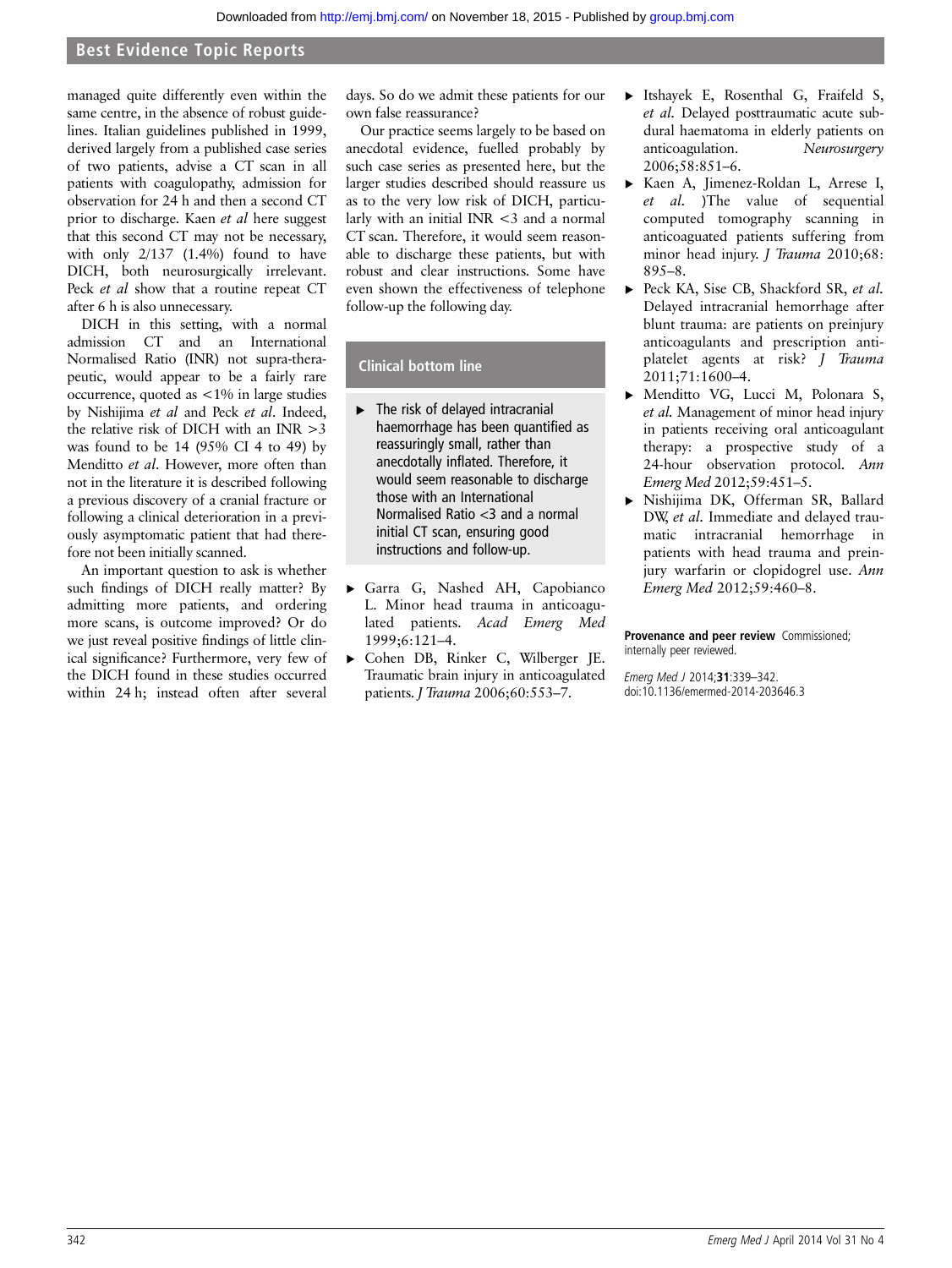managed quite differently even within the same centre, in the absence of robust guidelines. Italian guidelines published in 1999, derived largely from a published case series of two patients, advise a CT scan in all patients with coagulopathy, admission for observation for 24 h and then a second CT prior to discharge. Kaen *et al* here suggest that this second CT may not be necessary, with only 2/137 (1.4%) found to have DICH, both neurosurgically irrelevant. Peck *et al* show that a routine repeat CT after 6 h is also unnecessary.

DICH in this setting, with a normal admission CT and an International Normalised Ratio (INR) not supra-therapeutic, would appear to be a fairly rare occurrence, quoted as <1% in large studies by Nishijima *et al* and Peck *et al*. Indeed, the relative risk of DICH with an INR >3 was found to be 14 (95% CI 4 to 49) by Menditto *et al*. However, more often than not in the literature it is described following a previous discovery of a cranial fracture or following a clinical deterioration in a previously asymptomatic patient that had therefore not been initially scanned.

An important question to ask is whether such findings of DICH really matter? By admitting more patients, and ordering more scans, is outcome improved? Or do we just reveal positive findings of little clinical significance? Furthermore, very few of the DICH found in these studies occurred within 24 h; instead often after several days. So do we admit these patients for our own false reassurance?

Our practice seems largely to be based on anecdotal evidence, fuelled probably by such case series as presented here, but the larger studies described should reassure us as to the very low risk of DICH, particularly with an initial INR <3 and a normal CT scan. Therefore, it would seem reasonable to discharge these patients, but with robust and clear instructions. Some have even shown the effectiveness of telephone follow-up the following day.

## Clinical bottom line

- The risk of delayed intracranial haemorrhage has been quantified as reassuringly small, rather than anecdotally inflated. Therefore, it would seem reasonable to discharge those with an International Normalised Ratio <3 and a normal initial CT scan, ensuring good instructions and follow-up.

- Garra G, Nashed AH, Capobianco L. Minor head trauma in anticoagulated patients. *Acad Emerg Med* 1999;6:121–4.
- Cohen DB, Rinker C, Wilberger JE. Traumatic brain injury in anticoagulated patients. *J Trauma* 2006;60:553–7.
- Itshayek E, Rosenthal G, Fraifeld S, *et al*. Delayed posttraumatic acute subdural haematoma in elderly patients on anticoagulation. *Neurosurgery* 2006;58:851–6.
- Kaen A, Jimenez-Roldan L, Arrese I, *et al*. )The value of sequential computed tomography scanning in anticoaguated patients suffering from minor head injury. *J Trauma* 2010;68: 895–8.
- Peck KA, Sise CB, Shackford SR, *et al*. Delayed intracranial hemorrhage after blunt trauma: are patients on preinjury anticoagulants and prescription antiplatelet agents at risk? *J Trauma* 2011;71:1600–4.
- Menditto VG, Lucci M, Polonara S, *et al*. Management of minor head injury in patients receiving oral anticoagulant therapy: a prospective study of a 24-hour observation protocol. *Ann Emerg Med* 2012;59:451–5.
- Nishijima DK, Offerman SR, Ballard DW, *et al*. Immediate and delayed traumatic intracranial hemorrhage in patients with head trauma and preinjury warfarin or clopidogrel use. *Ann Emerg Med* 2012;59:460–8.

**Provenance and peer review** Commissioned; internally peer reviewed.

*Emerg Med J* 2014;**31**:339–342. doi:10.1136/emermed-2014-203646.3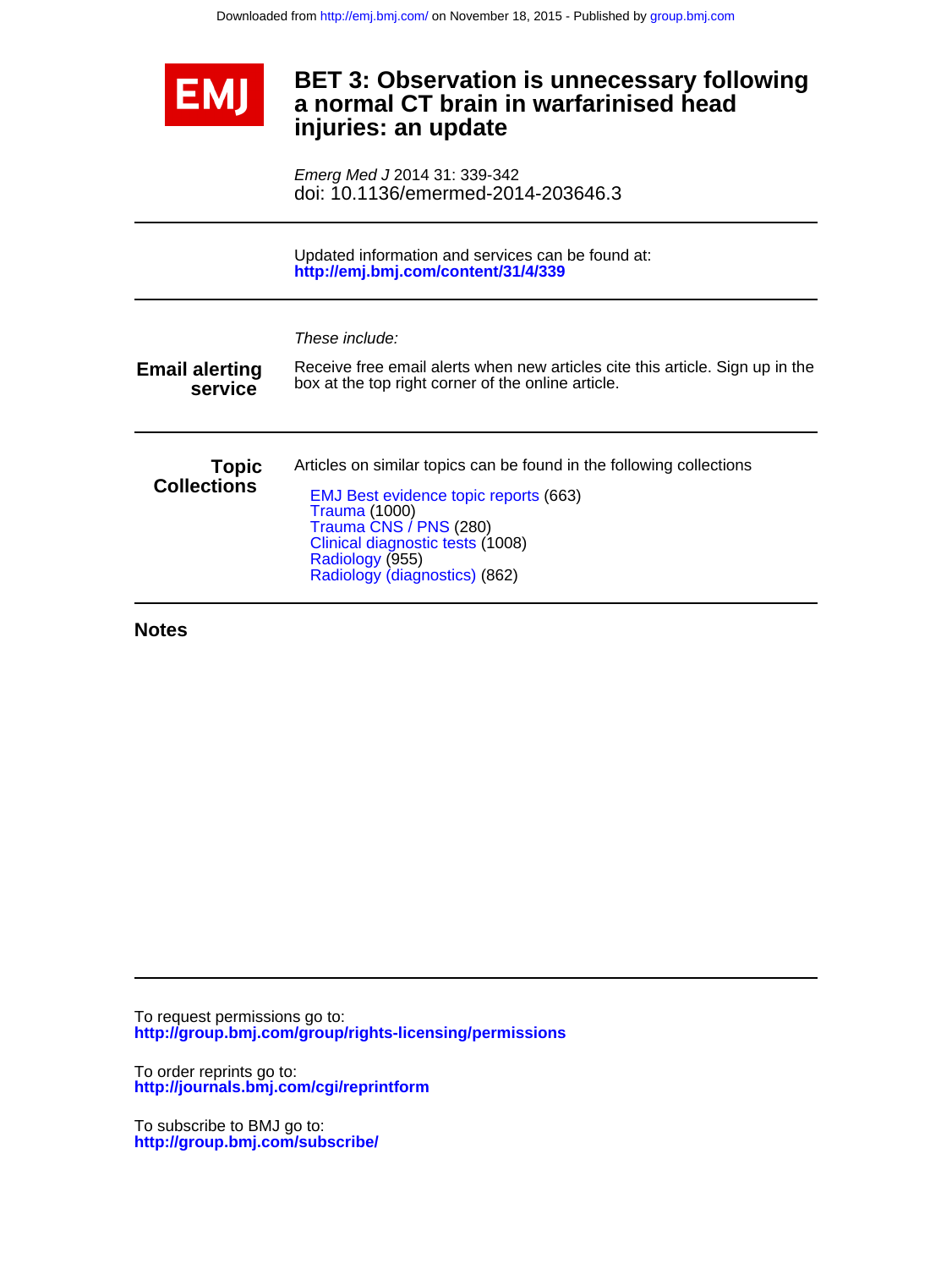Downloaded from http://emj.bmj.com/ on November 18, 2015 - Published by group.bmj.com

EMJ

# BET 3: Observation is unnecessary following a normal CT brain in warfarinised head injuries: an update

*Emerg Med J* 2014 31: 339-342
doi: 10.1136/emermed-2014-203646.3

Updated information and services can be found at:
**http://emj.bmj.com/content/31/4/339**

*These include:*

**Email alerting service**

Receive free email alerts when new articles cite this article. Sign up in the box at the top right corner of the online article.

**Topic Collections**

Articles on similar topics can be found in the following collections

- EMJ Best evidence topic reports (663)
- Trauma (1000)
- Trauma CNS / PNS (280)
- Clinical diagnostic tests (1008)
- Radiology (955)
- Radiology (diagnostics) (862)

## Notes

To request permissions go to:
**http://group.bmj.com/group/rights-licensing/permissions**

To order reprints go to:
**http://journals.bmj.com/cgi/reprintform**

To subscribe to BMJ go to:
**http://group.bmj.com/subscribe/**